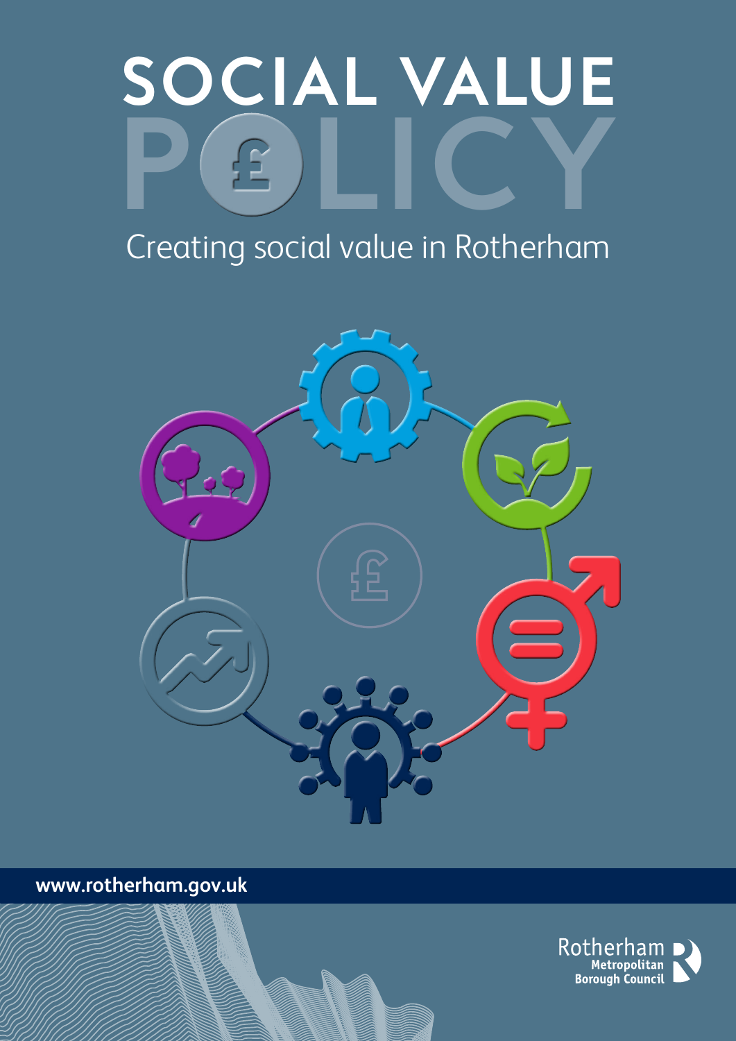# SOCIAL VALUE POLICY

Creating social value in Rotherham

www.rotherham.gov.uk

Rotherham Metropolitan Borough Council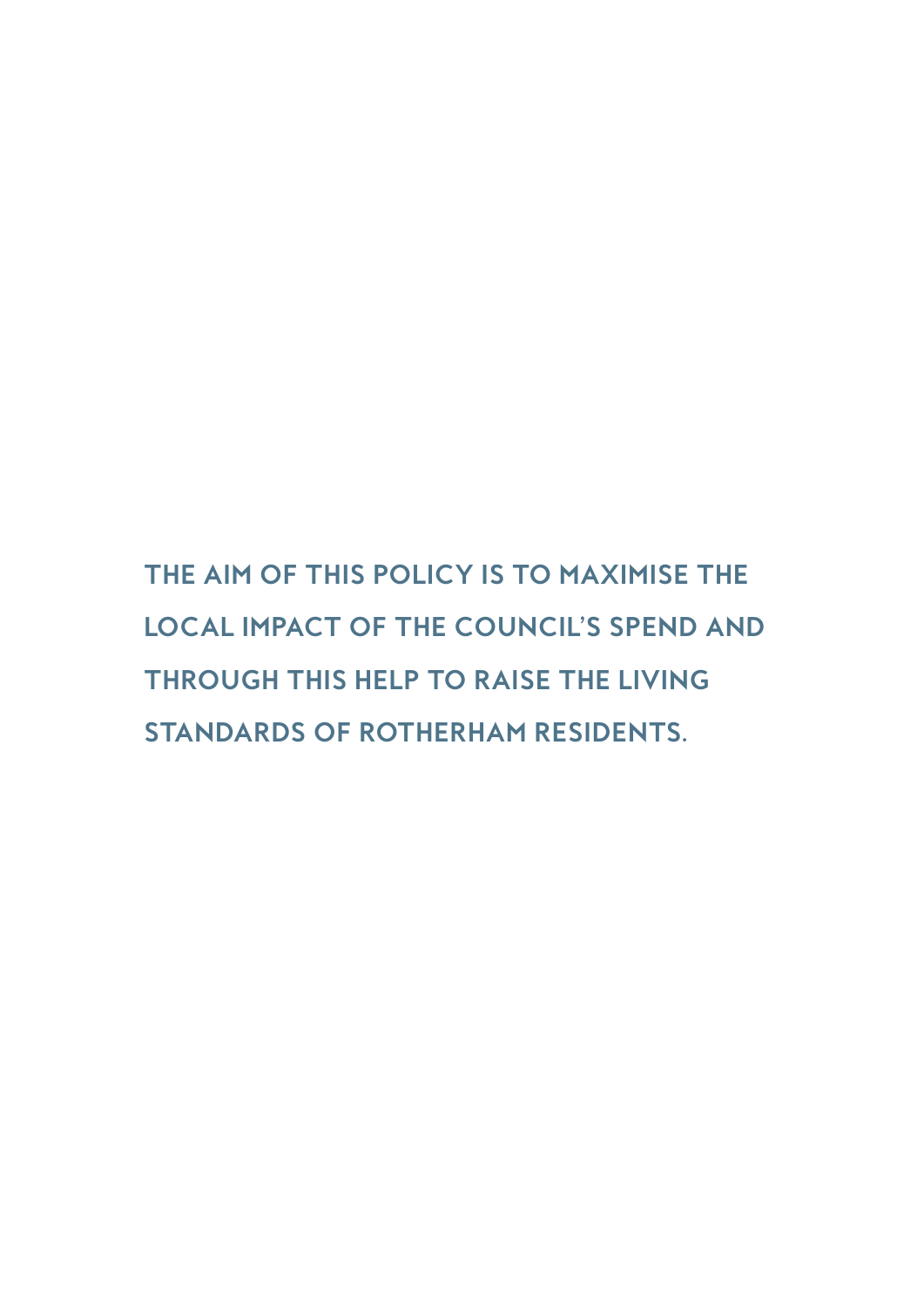**THE AIM OF THIS POLICY IS TO MAXIMISE THE LOCAL IMPACT OF THE COUNCIL'S SPEND AND THROUGH THIS HELP TO RAISE THE LIVING STANDARDS OF ROTHERHAM RESIDENTS.**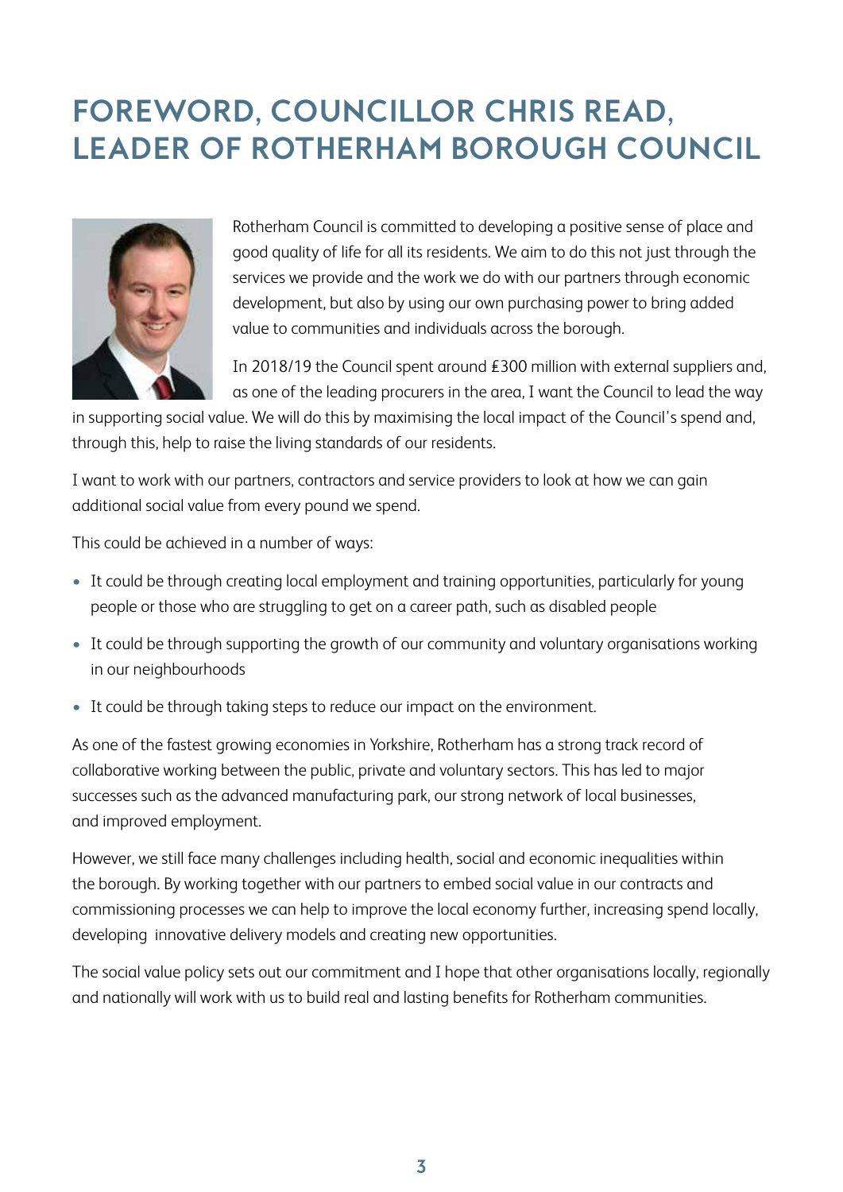# FOREWORD, COUNCILLOR CHRIS READ, LEADER OF ROTHERHAM BOROUGH COUNCIL

Rotherham Council is committed to developing a positive sense of place and good quality of life for all its residents. We aim to do this not just through the services we provide and the work we do with our partners through economic development, but also by using our own purchasing power to bring added value to communities and individuals across the borough.

In 2018/19 the Council spent around £300 million with external suppliers and, as one of the leading procurers in the area, I want the Council to lead the way in supporting social value. We will do this by maximising the local impact of the Council's spend and, through this, help to raise the living standards of our residents.

I want to work with our partners, contractors and service providers to look at how we can gain additional social value from every pound we spend.

This could be achieved in a number of ways:

- It could be through creating local employment and training opportunities, particularly for young people or those who are struggling to get on a career path, such as disabled people
- It could be through supporting the growth of our community and voluntary organisations working in our neighbourhoods
- It could be through taking steps to reduce our impact on the environment.

As one of the fastest growing economies in Yorkshire, Rotherham has a strong track record of collaborative working between the public, private and voluntary sectors. This has led to major successes such as the advanced manufacturing park, our strong network of local businesses, and improved employment.

However, we still face many challenges including health, social and economic inequalities within the borough. By working together with our partners to embed social value in our contracts and commissioning processes we can help to improve the local economy further, increasing spend locally, developing innovative delivery models and creating new opportunities.

The social value policy sets out our commitment and I hope that other organisations locally, regionally and nationally will work with us to build real and lasting benefits for Rotherham communities.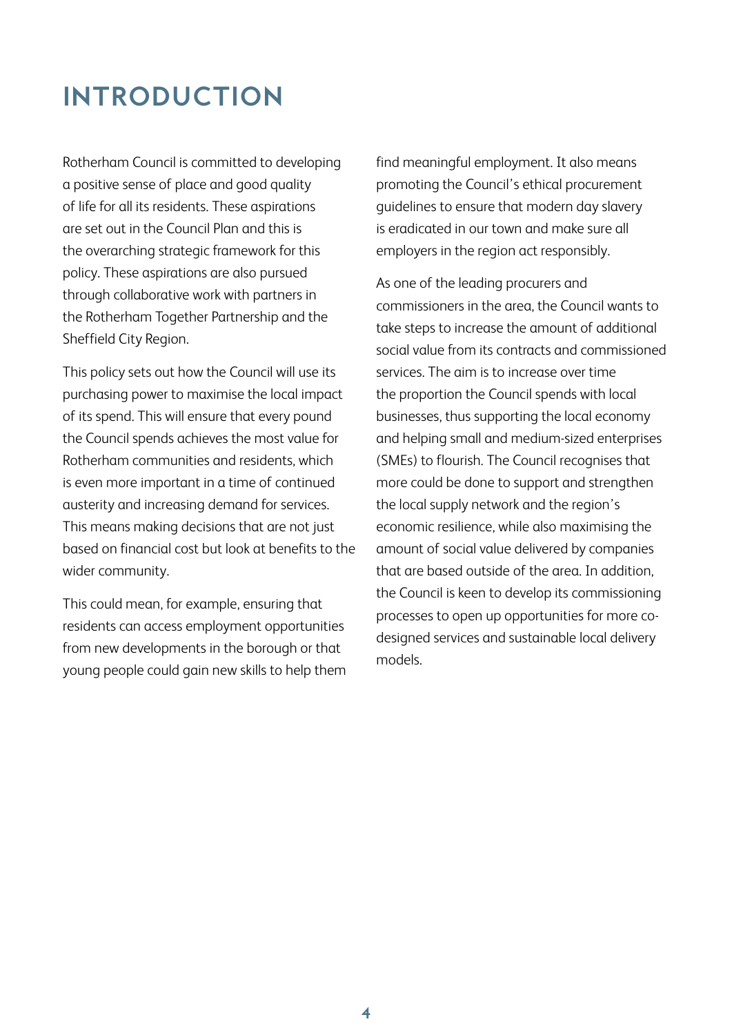# INTRODUCTION

Rotherham Council is committed to developing a positive sense of place and good quality of life for all its residents. These aspirations are set out in the Council Plan and this is the overarching strategic framework for this policy. These aspirations are also pursued through collaborative work with partners in the Rotherham Together Partnership and the Sheffield City Region.

This policy sets out how the Council will use its purchasing power to maximise the local impact of its spend. This will ensure that every pound the Council spends achieves the most value for Rotherham communities and residents, which is even more important in a time of continued austerity and increasing demand for services. This means making decisions that are not just based on financial cost but look at benefits to the wider community.

This could mean, for example, ensuring that residents can access employment opportunities from new developments in the borough or that young people could gain new skills to help them find meaningful employment. It also means promoting the Council's ethical procurement guidelines to ensure that modern day slavery is eradicated in our town and make sure all employers in the region act responsibly.

As one of the leading procurers and commissioners in the area, the Council wants to take steps to increase the amount of additional social value from its contracts and commissioned services. The aim is to increase over time the proportion the Council spends with local businesses, thus supporting the local economy and helping small and medium-sized enterprises (SMEs) to flourish. The Council recognises that more could be done to support and strengthen the local supply network and the region's economic resilience, while also maximising the amount of social value delivered by companies that are based outside of the area. In addition, the Council is keen to develop its commissioning processes to open up opportunities for more co-designed services and sustainable local delivery models.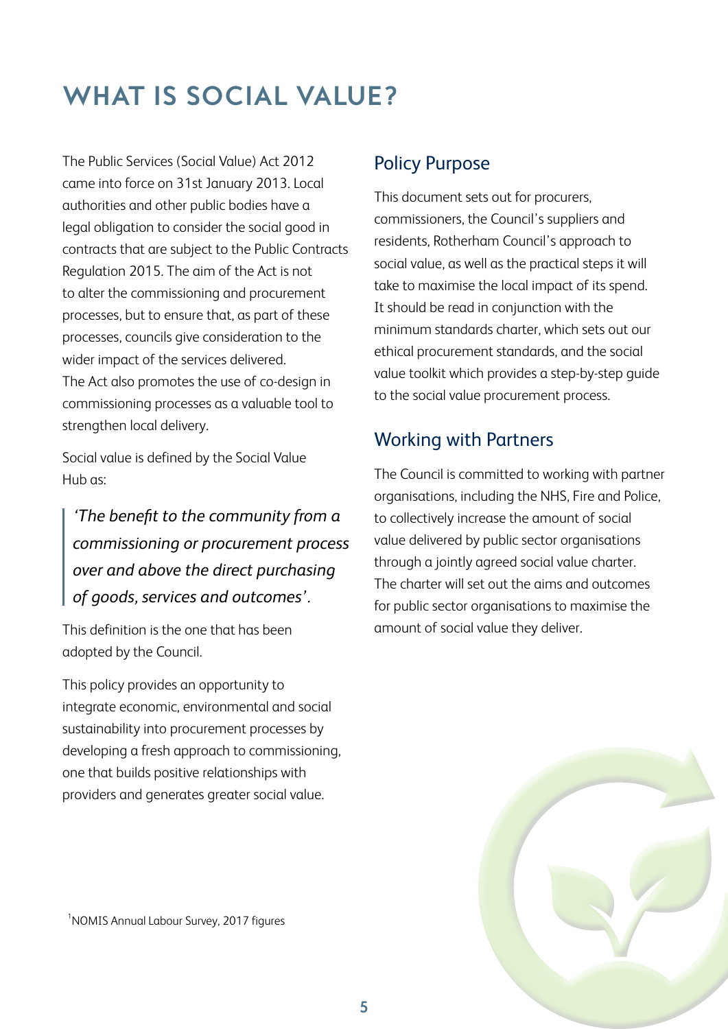# WHAT IS SOCIAL VALUE?

The Public Services (Social Value) Act 2012 came into force on 31st January 2013. Local authorities and other public bodies have a legal obligation to consider the social good in contracts that are subject to the Public Contracts Regulation 2015. The aim of the Act is not to alter the commissioning and procurement processes, but to ensure that, as part of these processes, councils give consideration to the wider impact of the services delivered. The Act also promotes the use of co-design in commissioning processes as a valuable tool to strengthen local delivery.

Social value is defined by the Social Value Hub as:

> *'The benefit to the community from a commissioning or procurement process over and above the direct purchasing of goods, services and outcomes'.*

This definition is the one that has been adopted by the Council.

This policy provides an opportunity to integrate economic, environmental and social sustainability into procurement processes by developing a fresh approach to commissioning, one that builds positive relationships with providers and generates greater social value.

## Policy Purpose

This document sets out for procurers, commissioners, the Council's suppliers and residents, Rotherham Council's approach to social value, as well as the practical steps it will take to maximise the local impact of its spend. It should be read in conjunction with the minimum standards charter, which sets out our ethical procurement standards, and the social value toolkit which provides a step-by-step guide to the social value procurement process.

## Working with Partners

The Council is committed to working with partner organisations, including the NHS, Fire and Police, to collectively increase the amount of social value delivered by public sector organisations through a jointly agreed social value charter. The charter will set out the aims and outcomes for public sector organisations to maximise the amount of social value they deliver.

[1]NOMIS Annual Labour Survey, 2017 figures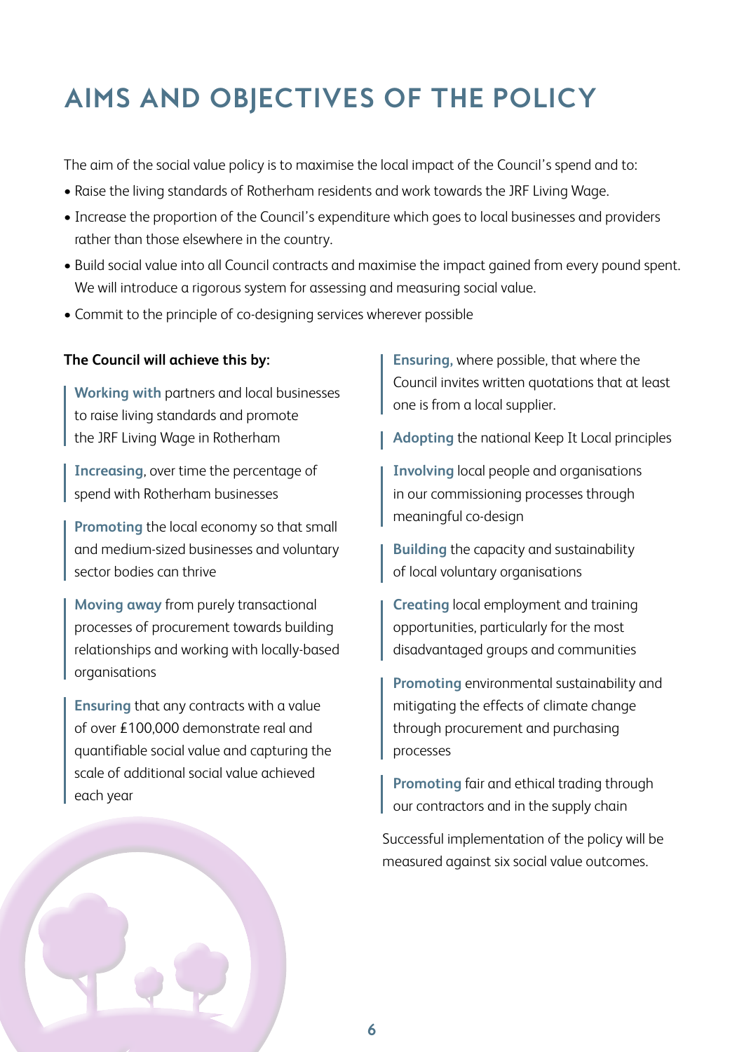# AIMS AND OBJECTIVES OF THE POLICY

The aim of the social value policy is to maximise the local impact of the Council's spend and to:

- Raise the living standards of Rotherham residents and work towards the JRF Living Wage.
- Increase the proportion of the Council's expenditure which goes to local businesses and providers rather than those elsewhere in the country.
- Build social value into all Council contracts and maximise the impact gained from every pound spent. We will introduce a rigorous system for assessing and measuring social value.
- Commit to the principle of co-designing services wherever possible

**The Council will achieve this by:**

**Working with** partners and local businesses to raise living standards and promote the JRF Living Wage in Rotherham

**Increasing**, over time the percentage of spend with Rotherham businesses

**Promoting** the local economy so that small and medium-sized businesses and voluntary sector bodies can thrive

**Moving away** from purely transactional processes of procurement towards building relationships and working with locally-based organisations

**Ensuring** that any contracts with a value of over £100,000 demonstrate real and quantifiable social value and capturing the scale of additional social value achieved each year

**Ensuring,** where possible, that where the Council invites written quotations that at least one is from a local supplier.

**Adopting** the national Keep It Local principles

**Involving** local people and organisations in our commissioning processes through meaningful co-design

**Building** the capacity and sustainability of local voluntary organisations

**Creating** local employment and training opportunities, particularly for the most disadvantaged groups and communities

**Promoting** environmental sustainability and mitigating the effects of climate change through procurement and purchasing processes

**Promoting** fair and ethical trading through our contractors and in the supply chain

Successful implementation of the policy will be measured against six social value outcomes.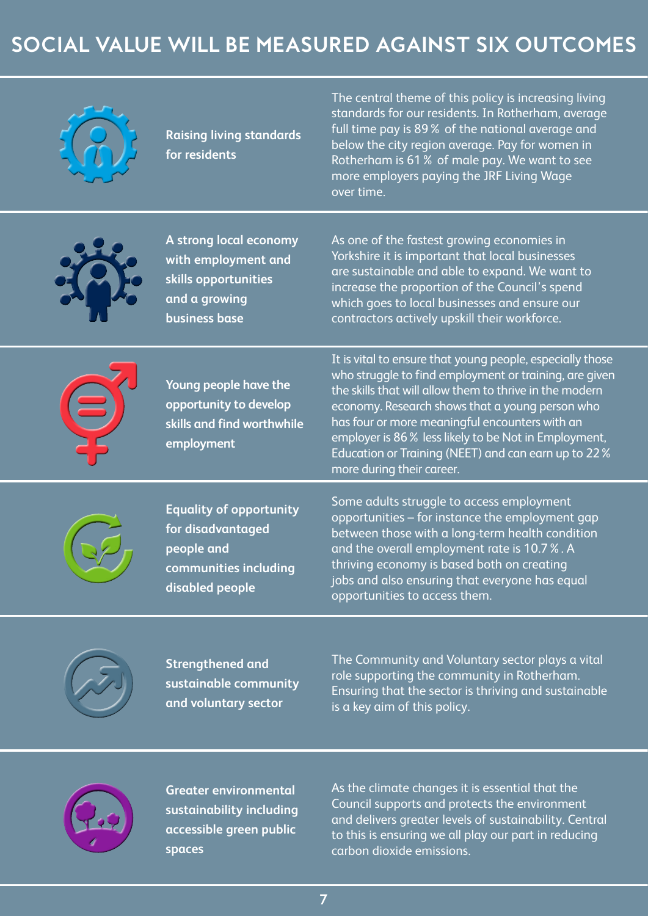# SOCIAL VALUE WILL BE MEASURED AGAINST SIX OUTCOMES

**Raising living standards for residents**

The central theme of this policy is increasing living standards for our residents. In Rotherham, average full time pay is 89 % of the national average and below the city region average. Pay for women in Rotherham is 61 % of male pay. We want to see more employers paying the JRF Living Wage over time.

**A strong local economy with employment and skills opportunities and a growing business base**

As one of the fastest growing economies in Yorkshire it is important that local businesses are sustainable and able to expand. We want to increase the proportion of the Council's spend which goes to local businesses and ensure our contractors actively upskill their workforce.

**Young people have the opportunity to develop skills and find worthwhile employment**

It is vital to ensure that young people, especially those who struggle to find employment or training, are given the skills that will allow them to thrive in the modern economy. Research shows that a young person who has four or more meaningful encounters with an employer is 86 % less likely to be Not in Employment, Education or Training (NEET) and can earn up to 22 % more during their career.

**Equality of opportunity for disadvantaged people and communities including disabled people**

Some adults struggle to access employment opportunities – for instance the employment gap between those with a long-term health condition and the overall employment rate is 10.7 %. A thriving economy is based both on creating jobs and also ensuring that everyone has equal opportunities to access them.

**Strengthened and sustainable community and voluntary sector**

The Community and Voluntary sector plays a vital role supporting the community in Rotherham. Ensuring that the sector is thriving and sustainable is a key aim of this policy.

**Greater environmental sustainability including accessible green public spaces**

As the climate changes it is essential that the Council supports and protects the environment and delivers greater levels of sustainability. Central to this is ensuring we all play our part in reducing carbon dioxide emissions.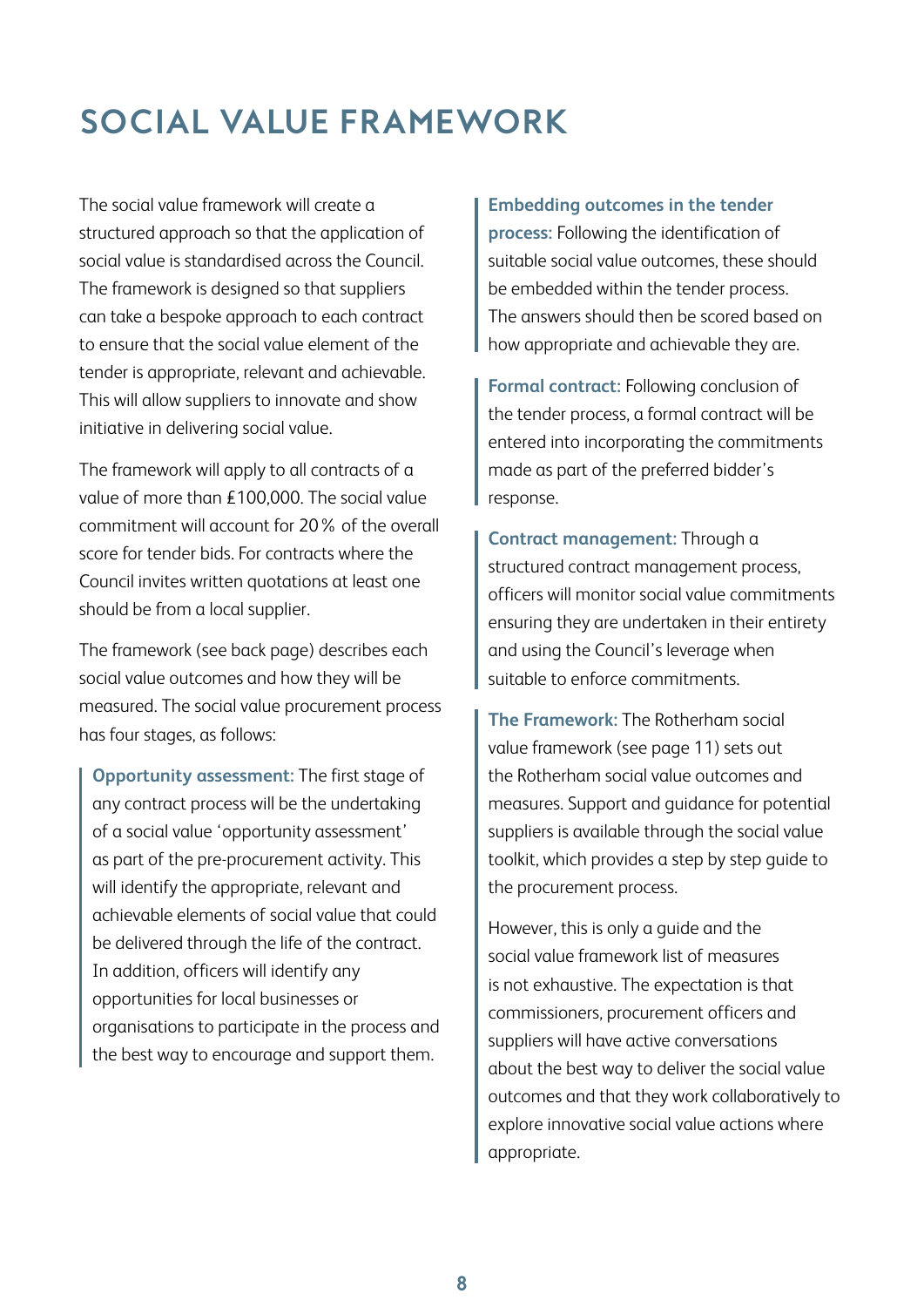# SOCIAL VALUE FRAMEWORK

The social value framework will create a structured approach so that the application of social value is standardised across the Council. The framework is designed so that suppliers can take a bespoke approach to each contract to ensure that the social value element of the tender is appropriate, relevant and achievable. This will allow suppliers to innovate and show initiative in delivering social value.

The framework will apply to all contracts of a value of more than £100,000. The social value commitment will account for 20% of the overall score for tender bids. For contracts where the Council invites written quotations at least one should be from a local supplier.

The framework (see back page) describes each social value outcomes and how they will be measured. The social value procurement process has four stages, as follows:

**Opportunity assessment:** The first stage of any contract process will be the undertaking of a social value 'opportunity assessment' as part of the pre-procurement activity. This will identify the appropriate, relevant and achievable elements of social value that could be delivered through the life of the contract. In addition, officers will identify any opportunities for local businesses or organisations to participate in the process and the best way to encourage and support them.

**Embedding outcomes in the tender process:** Following the identification of suitable social value outcomes, these should be embedded within the tender process. The answers should then be scored based on how appropriate and achievable they are.

**Formal contract:** Following conclusion of the tender process, a formal contract will be entered into incorporating the commitments made as part of the preferred bidder's response.

**Contract management:** Through a structured contract management process, officers will monitor social value commitments ensuring they are undertaken in their entirety and using the Council's leverage when suitable to enforce commitments.

**The Framework:** The Rotherham social value framework (see page 11) sets out the Rotherham social value outcomes and measures. Support and guidance for potential suppliers is available through the social value toolkit, which provides a step by step guide to the procurement process.

However, this is only a guide and the social value framework list of measures is not exhaustive. The expectation is that commissioners, procurement officers and suppliers will have active conversations about the best way to deliver the social value outcomes and that they work collaboratively to explore innovative social value actions where appropriate.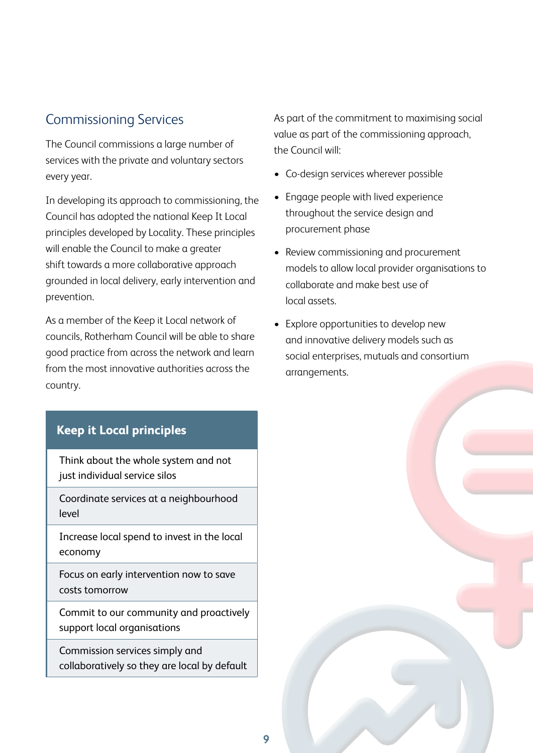## Commissioning Services

The Council commissions a large number of services with the private and voluntary sectors every year.

In developing its approach to commissioning, the Council has adopted the national Keep It Local principles developed by Locality. These principles will enable the Council to make a greater shift towards a more collaborative approach grounded in local delivery, early intervention and prevention.

As a member of the Keep it Local network of councils, Rotherham Council will be able to share good practice from across the network and learn from the most innovative authorities across the country.

| Keep it Local principles |
| --- |
| Think about the whole system and not just individual service silos |
| Coordinate services at a neighbourhood level |
| Increase local spend to invest in the local economy |
| Focus on early intervention now to save costs tomorrow |
| Commit to our community and proactively support local organisations |
| Commission services simply and collaboratively so they are local by default |

As part of the commitment to maximising social value as part of the commissioning approach, the Council will:

- Co-design services wherever possible
- Engage people with lived experience throughout the service design and procurement phase
- Review commissioning and procurement models to allow local provider organisations to collaborate and make best use of local assets.
- Explore opportunities to develop new and innovative delivery models such as social enterprises, mutuals and consortium arrangements.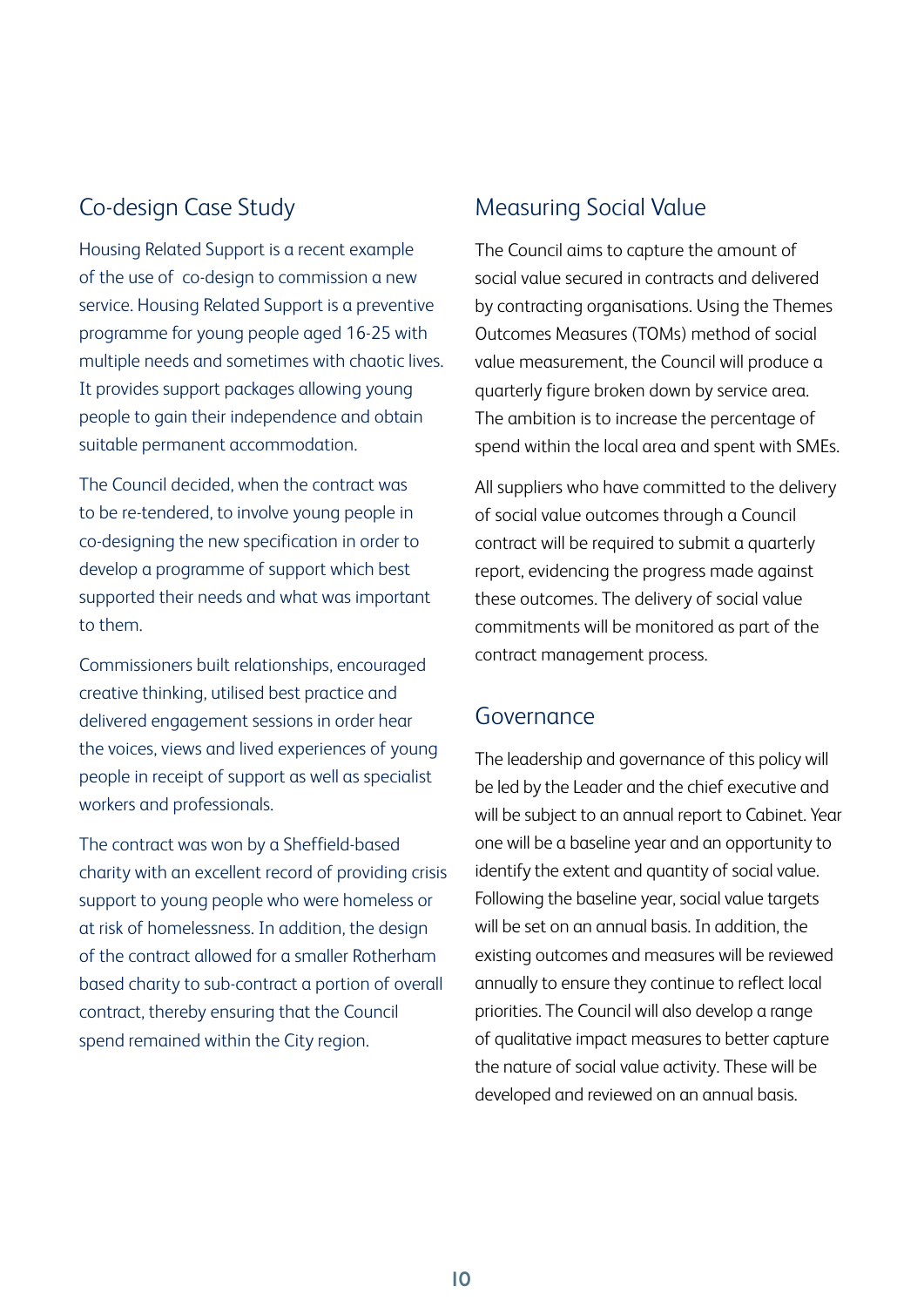## Co-design Case Study

Housing Related Support is a recent example of the use of  co-design to commission a new service. Housing Related Support is a preventive programme for young people aged 16-25 with multiple needs and sometimes with chaotic lives. It provides support packages allowing young people to gain their independence and obtain suitable permanent accommodation.

The Council decided, when the contract was to be re-tendered, to involve young people in co-designing the new specification in order to develop a programme of support which best supported their needs and what was important to them.

Commissioners built relationships, encouraged creative thinking, utilised best practice and delivered engagement sessions in order hear the voices, views and lived experiences of young people in receipt of support as well as specialist workers and professionals.

The contract was won by a Sheffield-based charity with an excellent record of providing crisis support to young people who were homeless or at risk of homelessness. In addition, the design of the contract allowed for a smaller Rotherham based charity to sub-contract a portion of overall contract, thereby ensuring that the Council spend remained within the City region.

## Measuring Social Value

The Council aims to capture the amount of social value secured in contracts and delivered by contracting organisations. Using the Themes Outcomes Measures (TOMs) method of social value measurement, the Council will produce a quarterly figure broken down by service area. The ambition is to increase the percentage of spend within the local area and spent with SMEs.

All suppliers who have committed to the delivery of social value outcomes through a Council contract will be required to submit a quarterly report, evidencing the progress made against these outcomes. The delivery of social value commitments will be monitored as part of the contract management process.

## Governance

The leadership and governance of this policy will be led by the Leader and the chief executive and will be subject to an annual report to Cabinet. Year one will be a baseline year and an opportunity to identify the extent and quantity of social value. Following the baseline year, social value targets will be set on an annual basis. In addition, the existing outcomes and measures will be reviewed annually to ensure they continue to reflect local priorities. The Council will also develop a range of qualitative impact measures to better capture the nature of social value activity. These will be developed and reviewed on an annual basis.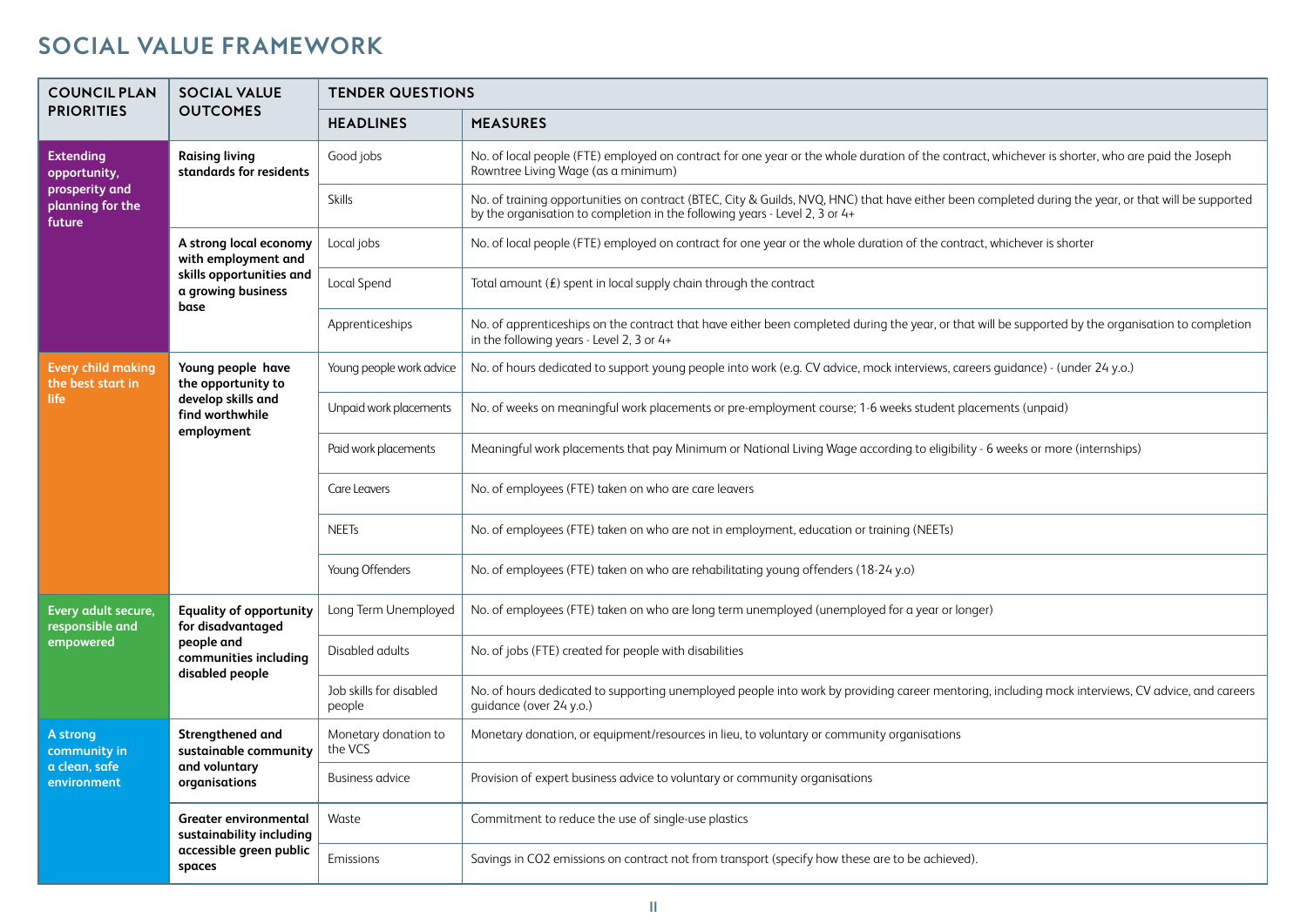# SOCIAL VALUE FRAMEWORK

| COUNCIL PLAN PRIORITIES | SOCIAL VALUE OUTCOMES | TENDER QUESTIONS | |
|---|---|---|---|
| | | **HEADLINES** | **MEASURES** |
| **Extending opportunity, prosperity and planning for the future** | **Raising living standards for residents** | Good jobs | No. of local people (FTE) employed on contract for one year or the whole duration of the contract, whichever is shorter, who are paid the Joseph Rowntree Living Wage (as a minimum) |
| | | Skills | No. of training opportunities on contract (BTEC, City & Guilds, NVQ, HNC) that have either been completed during the year, or that will be supported by the organisation to completion in the following years - Level 2, 3 or 4+ |
| | **A strong local economy with employment and skills opportunities and a growing business base** | Local jobs | No. of local people (FTE) employed on contract for one year or the whole duration of the contract, whichever is shorter |
| | | Local Spend | Total amount (£) spent in local supply chain through the contract |
| | | Apprenticeships | No. of apprenticeships on the contract that have either been completed during the year, or that will be supported by the organisation to completion in the following years - Level 2, 3 or 4+ |
| **Every child making the best start in life** | **Young people have the opportunity to develop skills and find worthwhile employment** | Young people work advice | No. of hours dedicated to support young people into work (e.g. CV advice, mock interviews, careers guidance) - (under 24 y.o.) |
| | | Unpaid work placements | No. of weeks on meaningful work placements or pre-employment course; 1-6 weeks student placements (unpaid) |
| | | Paid work placements | Meaningful work placements that pay Minimum or National Living Wage according to eligibility - 6 weeks or more (internships) |
| | | Care Leavers | No. of employees (FTE) taken on who are care leavers |
| | | NEETs | No. of employees (FTE) taken on who are not in employment, education or training (NEETs) |
| | | Young Offenders | No. of employees (FTE) taken on who are rehabilitating young offenders (18-24 y.o) |
| **Every adult secure, responsible and empowered** | **Equality of opportunity for disadvantaged people and communities including disabled people** | Long Term Unemployed | No. of employees (FTE) taken on who are long term unemployed (unemployed for a year or longer) |
| | | Disabled adults | No. of jobs (FTE) created for people with disabilities |
| | | Job skills for disabled people | No. of hours dedicated to supporting unemployed people into work by providing career mentoring, including mock interviews, CV advice, and careers guidance (over 24 y.o.) |
| **A strong community in a clean, safe environment** | **Strengthened and sustainable community and voluntary organisations** | Monetary donation to the VCS | Monetary donation, or equipment/resources in lieu, to voluntary or community organisations |
| | | Business advice | Provision of expert business advice to voluntary or community organisations |
| | **Greater environmental sustainability including accessible green public spaces** | Waste | Commitment to reduce the use of single-use plastics |
| | | Emissions | Savings in $CO_2$ emissions on contract not from transport (specify how these are to be achieved). |